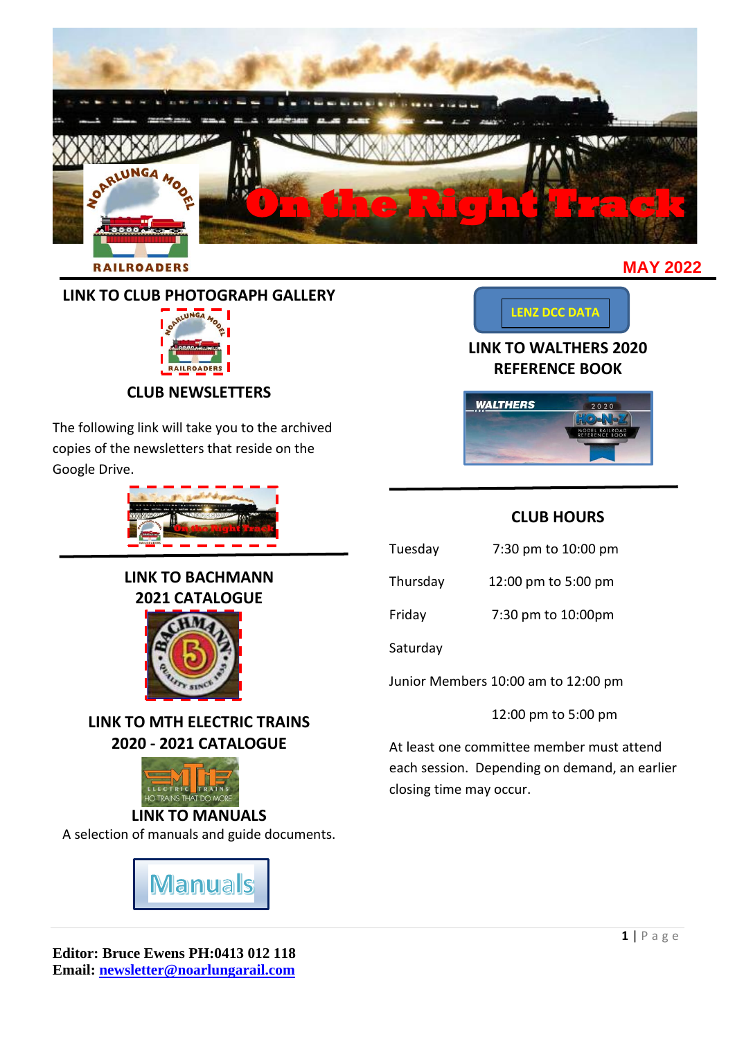# On the Right Track

**MAY 2022**

## LINK TO CLUB PHOTOGRAPH GALLERY

## CLUB NEWSLETTERS

The following link will take you to the archived copies of the newsletters that reside on the Google Drive.

## LINK TO BACHMANN 2021 CATALOGUE

## LINK TO MTH ELECTRIC TRAINS 2020 - 2021 CATALOGUE

## LINK TO MANUALS

A selection of manuals and guide documents.

Manuals

LENZ DCC DATA

## LINK TO WALTHERS 2020 REFERENCE BOOK

## CLUB HOURS

| | |
|---|---|
| Tuesday | 7:30 pm to 10:00 pm |
| Thursday | 12:00 pm to 5:00 pm |
| Friday | 7:30 pm to 10:00pm |
| Saturday | |
| Junior Members | 10:00 am to 12:00 pm |
| | 12:00 pm to 5:00 pm |

At least one committee member must attend each session. Depending on demand, an earlier closing time may occur.

**Editor: Bruce Ewens PH:0413 012 118**
**Email: newsletter@noarlungarail.com**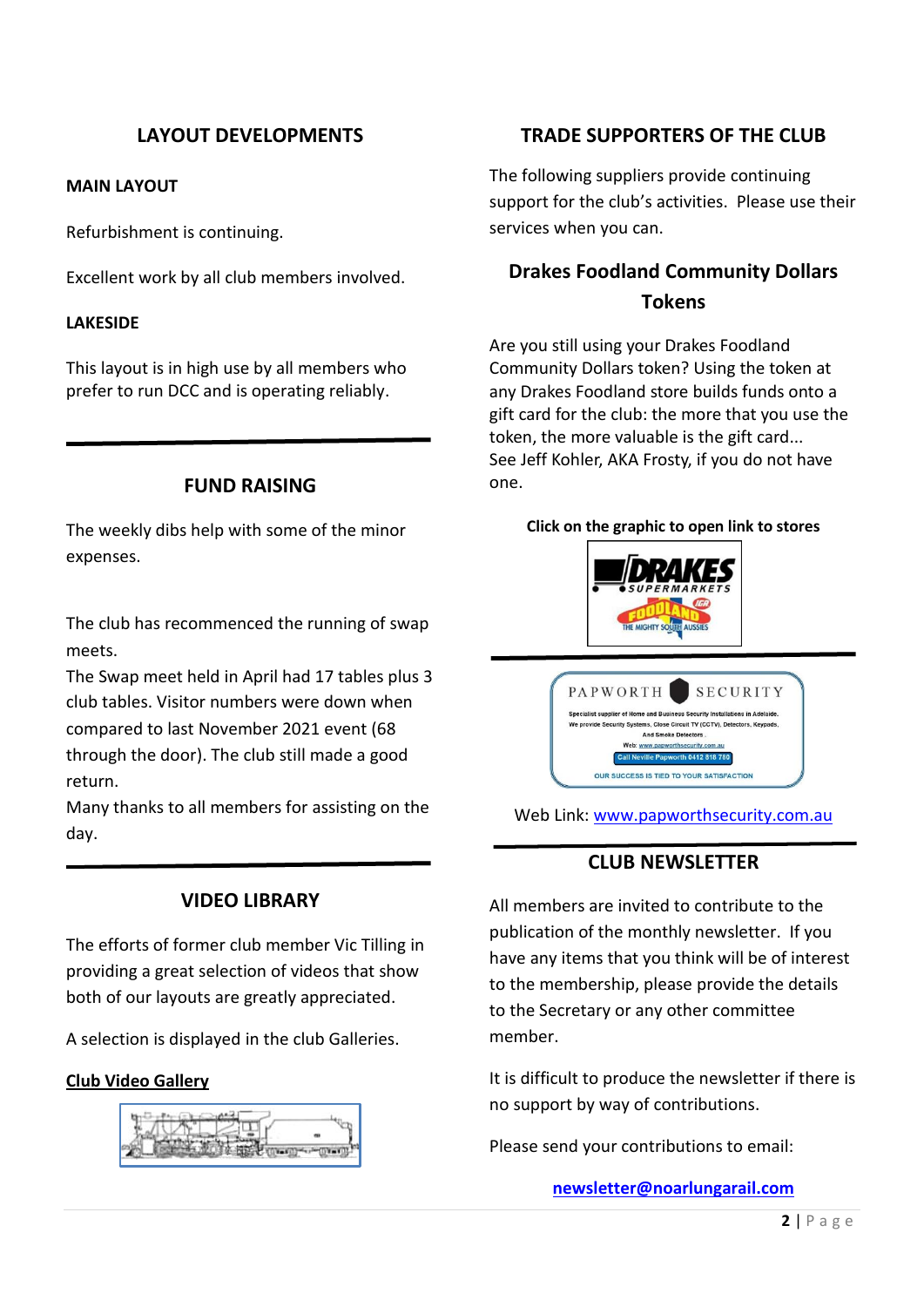## LAYOUT DEVELOPMENTS

**MAIN LAYOUT**

Refurbishment is continuing.

Excellent work by all club members involved.

**LAKESIDE**

This layout is in high use by all members who prefer to run DCC and is operating reliably.

## FUND RAISING

The weekly dibs help with some of the minor expenses.

The club has recommenced the running of swap meets.

The Swap meet held in April had 17 tables plus 3 club tables. Visitor numbers were down when compared to last November 2021 event (68 through the door). The club still made a good return.

Many thanks to all members for assisting on the day.

## VIDEO LIBRARY

The efforts of former club member Vic Tilling in providing a great selection of videos that show both of our layouts are greatly appreciated.

A selection is displayed in the club Galleries.

**Club Video Gallery**

## TRADE SUPPORTERS OF THE CLUB

The following suppliers provide continuing support for the club's activities. Please use their services when you can.

### Drakes Foodland Community Dollars Tokens

Are you still using your Drakes Foodland Community Dollars token? Using the token at any Drakes Foodland store builds funds onto a gift card for the club: the more that you use the token, the more valuable is the gift card...
See Jeff Kohler, AKA Frosty, if you do not have one.

**Click on the graphic to open link to stores**

Web Link: www.papworthsecurity.com.au

## CLUB NEWSLETTER

All members are invited to contribute to the publication of the monthly newsletter. If you have any items that you think will be of interest to the membership, please provide the details to the Secretary or any other committee member.

It is difficult to produce the newsletter if there is no support by way of contributions.

Please send your contributions to email:

**newsletter@noarlungarail.com**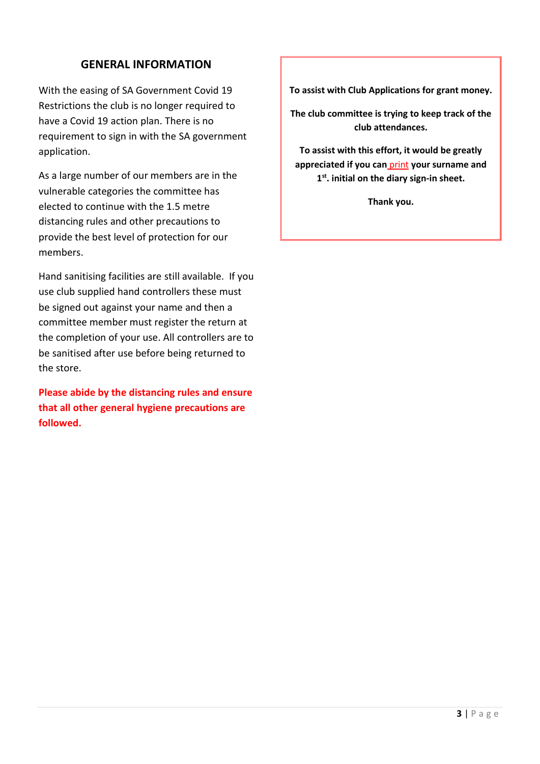## GENERAL INFORMATION

With the easing of SA Government Covid 19 Restrictions the club is no longer required to have a Covid 19 action plan. There is no requirement to sign in with the SA government application.

As a large number of our members are in the vulnerable categories the committee has elected to continue with the 1.5 metre distancing rules and other precautions to provide the best level of protection for our members.

Hand sanitising facilities are still available. If you use club supplied hand controllers these must be signed out against your name and then a committee member must register the return at the completion of your use. All controllers are to be sanitised after use before being returned to the store.

**Please abide by the distancing rules and ensure that all other general hygiene precautions are followed.**

**To assist with Club Applications for grant money.**

**The club committee is trying to keep track of the club attendances.**

**To assist with this effort, it would be greatly appreciated if you can print your surname and 1st. initial on the diary sign-in sheet.**

**Thank you.**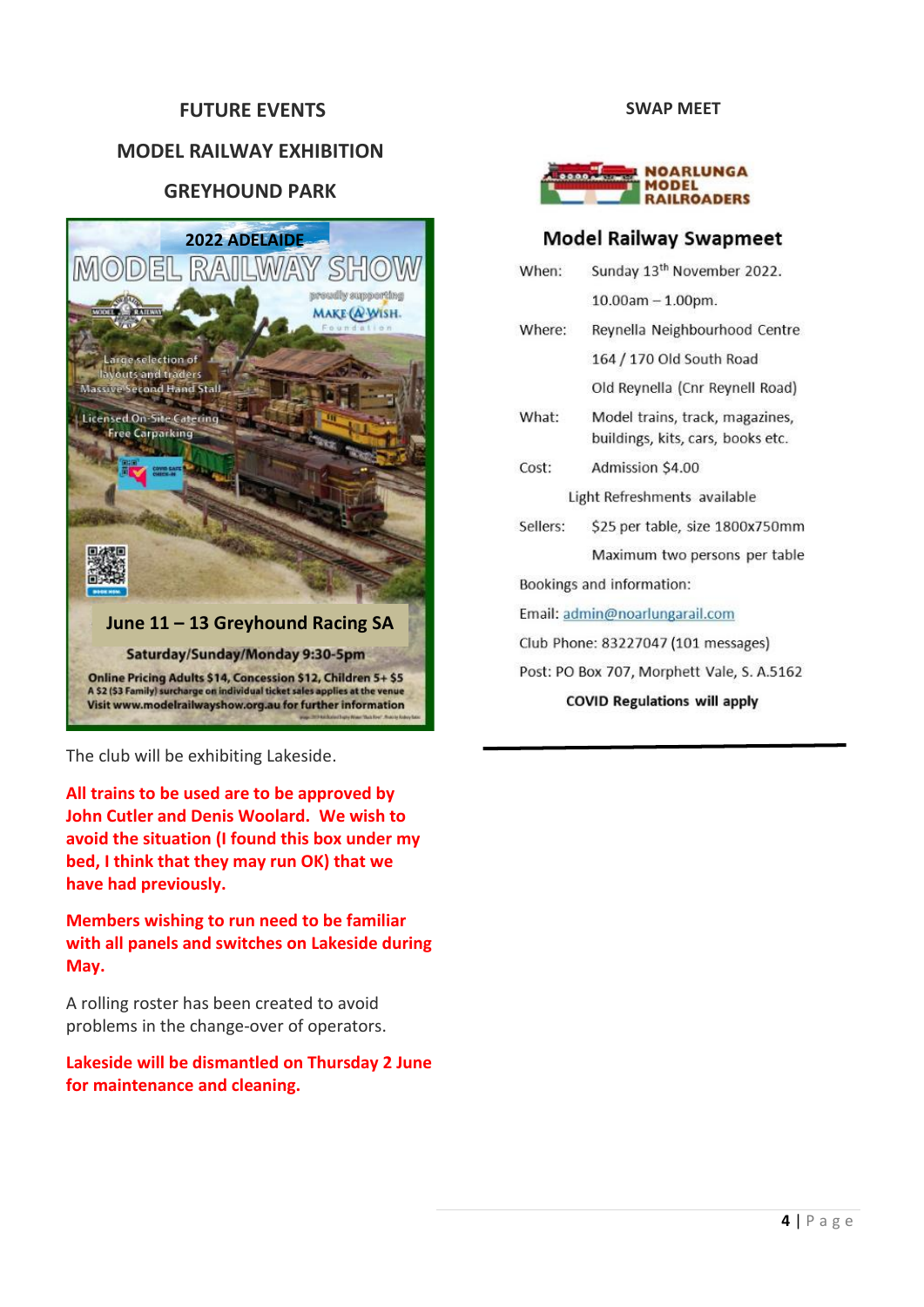## FUTURE EVENTS

### MODEL RAILWAY EXHIBITION

### GREYHOUND PARK

2022 ADELAIDE

MODEL RAILWAY SHOW

proudly supporting MAKE A WISH Foundation

Large selection of layouts and traders
Massive Second Hand Stall

Licensed On-Site Catering
Free Carparking

**June 11 – 13 Greyhound Racing SA**

**Saturday/Sunday/Monday 9:30-5pm**

**Online Pricing Adults $14, Concession $12, Children 5+ $5**
**A $2 ($3 Family) surcharge on individual ticket sales applies at the venue**
**Visit www.modelrailwayshow.org.au for further information**

The club will be exhibiting Lakeside.

**All trains to be used are to be approved by John Cutler and Denis Woolard. We wish to avoid the situation (I found this box under my bed, I think that they may run OK) that we have had previously.**

**Members wishing to run need to be familiar with all panels and switches on Lakeside during May.**

A rolling roster has been created to avoid problems in the change-over of operators.

**Lakeside will be dismantled on Thursday 2 June for maintenance and cleaning.**

## SWAP MEET

**NOARLUNGA MODEL RAILROADERS**

### Model Railway Swapmeet

| | |
|---|---|
| When: | Sunday 13th November 2022. 10.00am – 1.00pm. |
| Where: | Reynella Neighbourhood Centre 164 / 170 Old South Road Old Reynella (Cnr Reynell Road) |
| What: | Model trains, track, magazines, buildings, kits, cars, books etc. |
| Cost: | Admission $4.00 |

Light Refreshments available

| | |
|---|---|
| Sellers: | $25 per table, size 1800x750mm Maximum two persons per table |

Bookings and information:

Email: admin@noarlungarail.com

Club Phone: 83227047 (101 messages)

Post: PO Box 707, Morphett Vale, S. A.5162

**COVID Regulations will apply**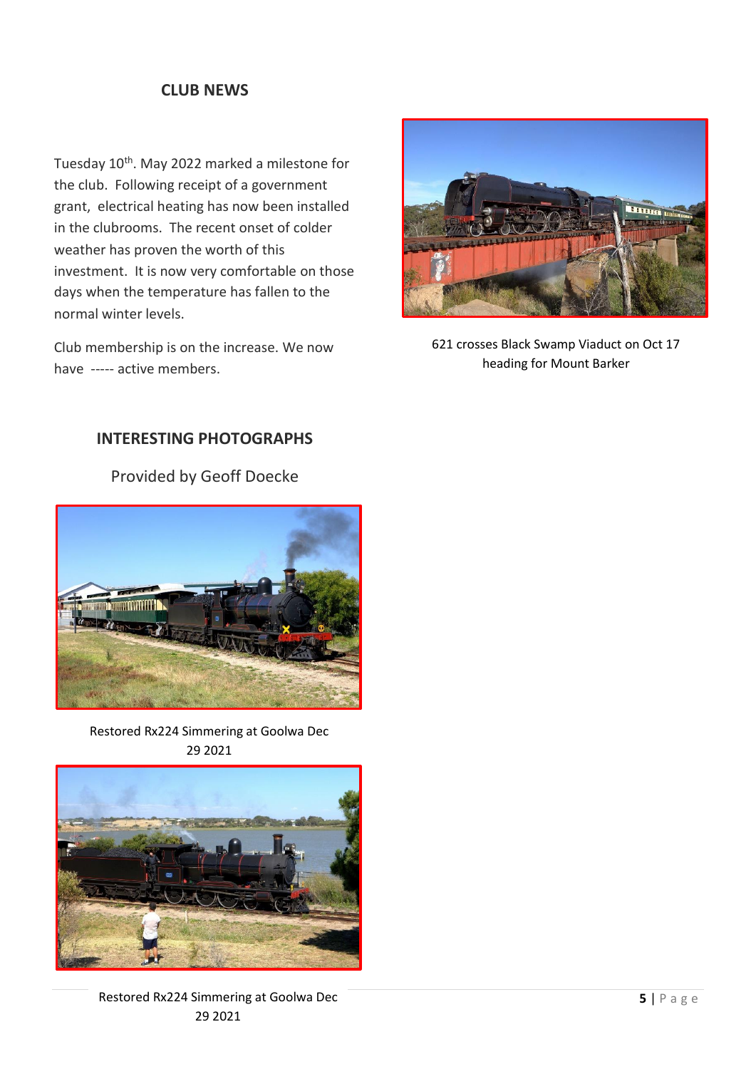## CLUB NEWS

Tuesday 10th. May 2022 marked a milestone for the club. Following receipt of a government grant, electrical heating has now been installed in the clubrooms. The recent onset of colder weather has proven the worth of this investment. It is now very comfortable on those days when the temperature has fallen to the normal winter levels.

Club membership is on the increase. We now have ----- active members.

621 crosses Black Swamp Viaduct on Oct 17 heading for Mount Barker

## INTERESTING PHOTOGRAPHS

Provided by Geoff Doecke

Restored Rx224 Simmering at Goolwa Dec 29 2021

Restored Rx224 Simmering at Goolwa Dec 29 2021